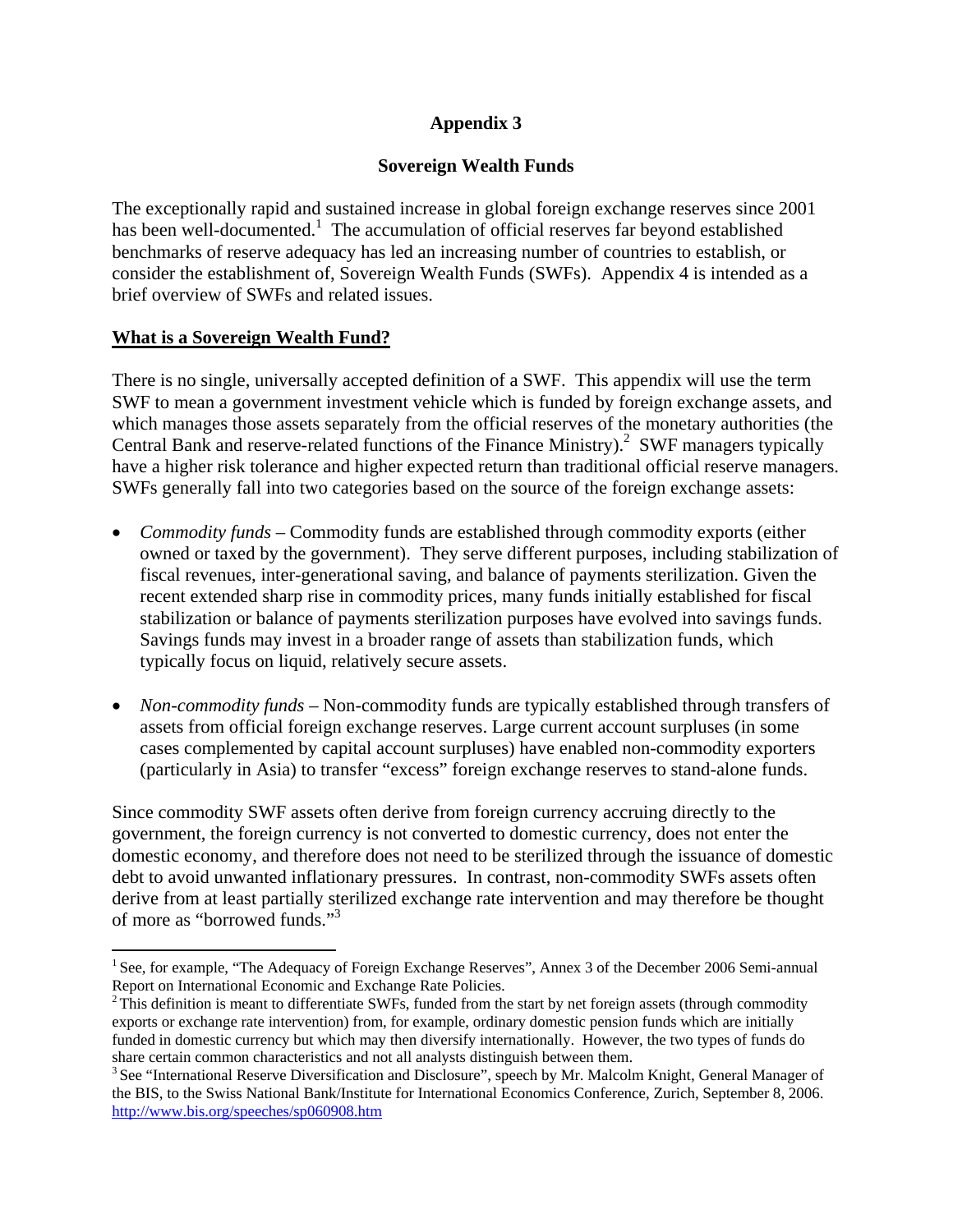# Appendix 3

## Sovereign Wealth Funds

The exceptionally rapid and sustained increase in global foreign exchange reserves since 2001 has been well-documented.[1] The accumulation of official reserves far beyond established benchmarks of reserve adequacy has led an increasing number of countries to establish, or consider the establishment of, Sovereign Wealth Funds (SWFs). Appendix 4 is intended as a brief overview of SWFs and related issues.

### What is a Sovereign Wealth Fund?

There is no single, universally accepted definition of a SWF. This appendix will use the term SWF to mean a government investment vehicle which is funded by foreign exchange assets, and which manages those assets separately from the official reserves of the monetary authorities (the Central Bank and reserve-related functions of the Finance Ministry).[2] SWF managers typically have a higher risk tolerance and higher expected return than traditional official reserve managers. SWFs generally fall into two categories based on the source of the foreign exchange assets:

- *Commodity funds* – Commodity funds are established through commodity exports (either owned or taxed by the government). They serve different purposes, including stabilization of fiscal revenues, inter-generational saving, and balance of payments sterilization. Given the recent extended sharp rise in commodity prices, many funds initially established for fiscal stabilization or balance of payments sterilization purposes have evolved into savings funds. Savings funds may invest in a broader range of assets than stabilization funds, which typically focus on liquid, relatively secure assets.

- *Non-commodity funds* – Non-commodity funds are typically established through transfers of assets from official foreign exchange reserves. Large current account surpluses (in some cases complemented by capital account surpluses) have enabled non-commodity exporters (particularly in Asia) to transfer "excess" foreign exchange reserves to stand-alone funds.

Since commodity SWF assets often derive from foreign currency accruing directly to the government, the foreign currency is not converted to domestic currency, does not enter the domestic economy, and therefore does not need to be sterilized through the issuance of domestic debt to avoid unwanted inflationary pressures. In contrast, non-commodity SWFs assets often derive from at least partially sterilized exchange rate intervention and may therefore be thought of more as "borrowed funds."[3]

---

[1] See, for example, "The Adequacy of Foreign Exchange Reserves", Annex 3 of the December 2006 Semi-annual Report on International Economic and Exchange Rate Policies.

[2] This definition is meant to differentiate SWFs, funded from the start by net foreign assets (through commodity exports or exchange rate intervention) from, for example, ordinary domestic pension funds which are initially funded in domestic currency but which may then diversify internationally. However, the two types of funds do share certain common characteristics and not all analysts distinguish between them.

[3] See "International Reserve Diversification and Disclosure", speech by Mr. Malcolm Knight, General Manager of the BIS, to the Swiss National Bank/Institute for International Economics Conference, Zurich, September 8, 2006. http://www.bis.org/speeches/sp060908.htm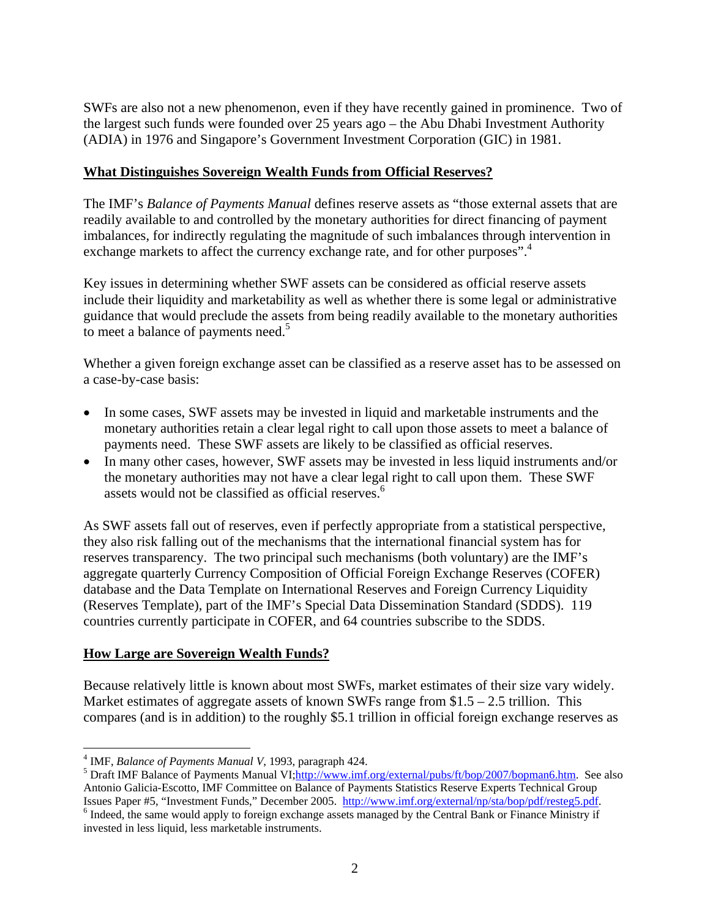SWFs are also not a new phenomenon, even if they have recently gained in prominence. Two of the largest such funds were founded over 25 years ago – the Abu Dhabi Investment Authority (ADIA) in 1976 and Singapore's Government Investment Corporation (GIC) in 1981.

## What Distinguishes Sovereign Wealth Funds from Official Reserves?

The IMF's *Balance of Payments Manual* defines reserve assets as "those external assets that are readily available to and controlled by the monetary authorities for direct financing of payment imbalances, for indirectly regulating the magnitude of such imbalances through intervention in exchange markets to affect the currency exchange rate, and for other purposes".[4]

Key issues in determining whether SWF assets can be considered as official reserve assets include their liquidity and marketability as well as whether there is some legal or administrative guidance that would preclude the assets from being readily available to the monetary authorities to meet a balance of payments need.[5]

Whether a given foreign exchange asset can be classified as a reserve asset has to be assessed on a case-by-case basis:

- In some cases, SWF assets may be invested in liquid and marketable instruments and the monetary authorities retain a clear legal right to call upon those assets to meet a balance of payments need. These SWF assets are likely to be classified as official reserves.
- In many other cases, however, SWF assets may be invested in less liquid instruments and/or the monetary authorities may not have a clear legal right to call upon them. These SWF assets would not be classified as official reserves.[6]

As SWF assets fall out of reserves, even if perfectly appropriate from a statistical perspective, they also risk falling out of the mechanisms that the international financial system has for reserves transparency. The two principal such mechanisms (both voluntary) are the IMF's aggregate quarterly Currency Composition of Official Foreign Exchange Reserves (COFER) database and the Data Template on International Reserves and Foreign Currency Liquidity (Reserves Template), part of the IMF's Special Data Dissemination Standard (SDDS). 119 countries currently participate in COFER, and 64 countries subscribe to the SDDS.

## How Large are Sovereign Wealth Funds?

Because relatively little is known about most SWFs, market estimates of their size vary widely. Market estimates of aggregate assets of known SWFs range from $1.5 – 2.5 trillion. This compares (and is in addition) to the roughly $5.1 trillion in official foreign exchange reserves as

---

[4] IMF, *Balance of Payments Manual V*, 1993, paragraph 424.

[5] Draft IMF Balance of Payments Manual VI;http://www.imf.org/external/pubs/ft/bop/2007/bopman6.htm. See also Antonio Galicia-Escotto, IMF Committee on Balance of Payments Statistics Reserve Experts Technical Group Issues Paper #5, "Investment Funds," December 2005. http://www.imf.org/external/np/sta/bop/pdf/resteg5.pdf.

[6] Indeed, the same would apply to foreign exchange assets managed by the Central Bank or Finance Ministry if invested in less liquid, less marketable instruments.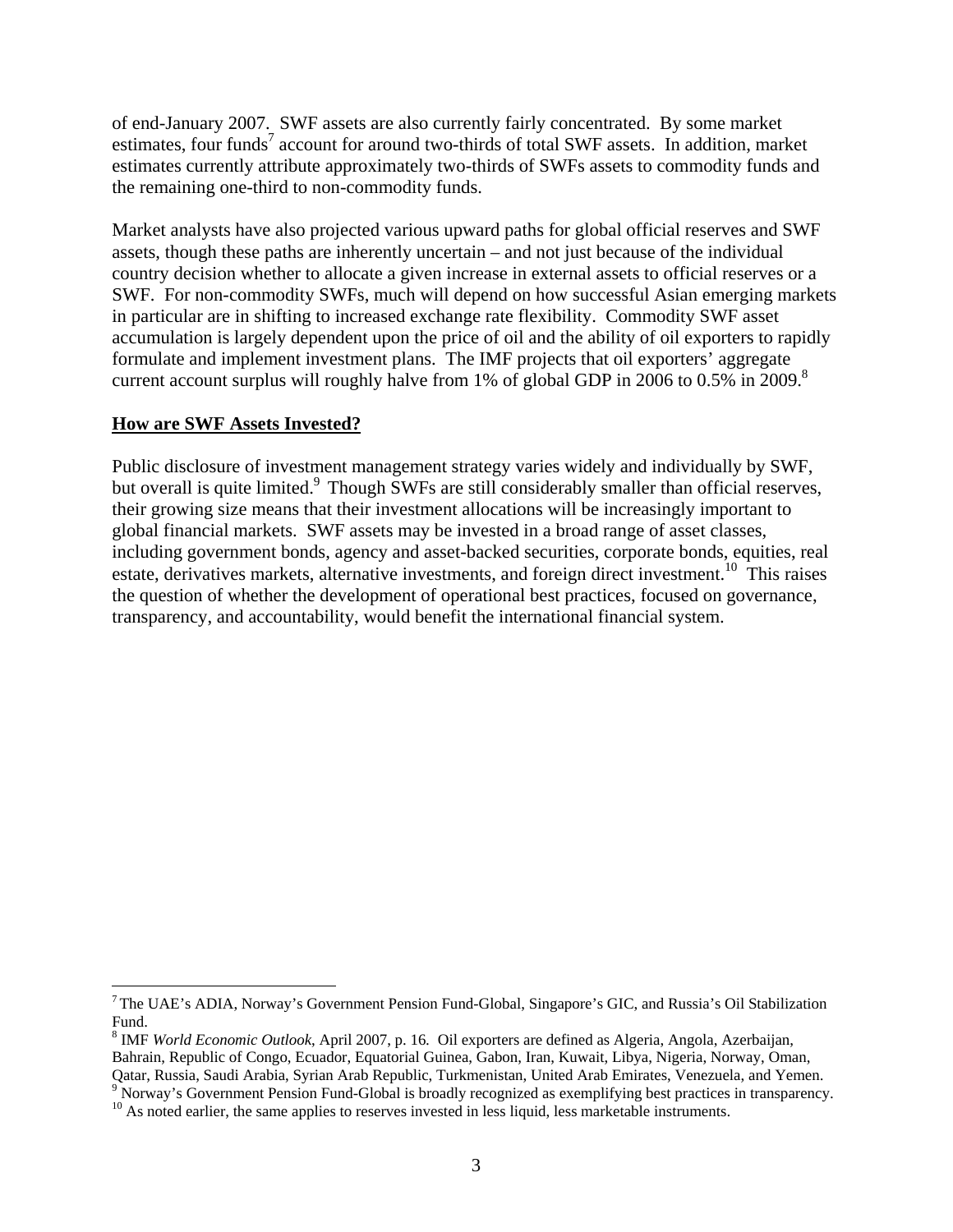of end-January 2007. SWF assets are also currently fairly concentrated. By some market estimates, four funds[7] account for around two-thirds of total SWF assets. In addition, market estimates currently attribute approximately two-thirds of SWFs assets to commodity funds and the remaining one-third to non-commodity funds.

Market analysts have also projected various upward paths for global official reserves and SWF assets, though these paths are inherently uncertain – and not just because of the individual country decision whether to allocate a given increase in external assets to official reserves or a SWF. For non-commodity SWFs, much will depend on how successful Asian emerging markets in particular are in shifting to increased exchange rate flexibility. Commodity SWF asset accumulation is largely dependent upon the price of oil and the ability of oil exporters to rapidly formulate and implement investment plans. The IMF projects that oil exporters' aggregate current account surplus will roughly halve from 1% of global GDP in 2006 to 0.5% in 2009.[8]

**How are SWF Assets Invested?**

Public disclosure of investment management strategy varies widely and individually by SWF, but overall is quite limited.[9] Though SWFs are still considerably smaller than official reserves, their growing size means that their investment allocations will be increasingly important to global financial markets. SWF assets may be invested in a broad range of asset classes, including government bonds, agency and asset-backed securities, corporate bonds, equities, real estate, derivatives markets, alternative investments, and foreign direct investment.[10] This raises the question of whether the development of operational best practices, focused on governance, transparency, and accountability, would benefit the international financial system.

---

[7] The UAE's ADIA, Norway's Government Pension Fund-Global, Singapore's GIC, and Russia's Oil Stabilization Fund.

[8] IMF *World Economic Outlook*, April 2007, p. 16. Oil exporters are defined as Algeria, Angola, Azerbaijan, Bahrain, Republic of Congo, Ecuador, Equatorial Guinea, Gabon, Iran, Kuwait, Libya, Nigeria, Norway, Oman, Qatar, Russia, Saudi Arabia, Syrian Arab Republic, Turkmenistan, United Arab Emirates, Venezuela, and Yemen.

[9] Norway's Government Pension Fund-Global is broadly recognized as exemplifying best practices in transparency.

[10] As noted earlier, the same applies to reserves invested in less liquid, less marketable instruments.